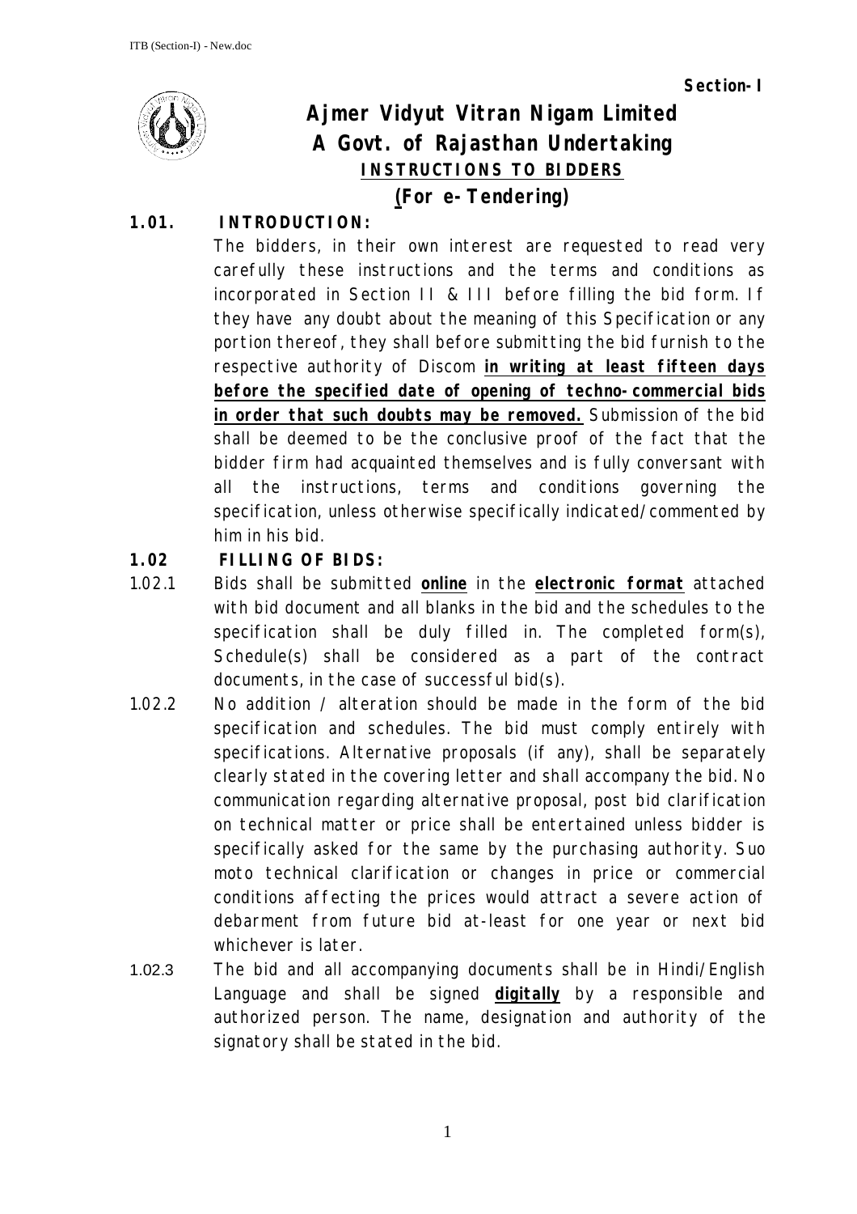**Section-I**

# Ajmer Vidyut Vitran Nigam Limited
## A Govt. of Rajasthan Undertaking
### INSTRUCTIONS TO BIDDERS
### (For e-Tendering)

**1.01. INTRODUCTION:**

The bidders, in their own interest are requested to read very carefully these instructions and the terms and conditions as incorporated in Section II & III before filling the bid form. If they have any doubt about the meaning of this Specification or any portion thereof, they shall before submitting the bid furnish to the respective authority of Discom **in writing at least fifteen days before the specified date of opening of techno-commercial bids in order that such doubts may be removed.** Submission of the bid shall be deemed to be the conclusive proof of the fact that the bidder firm had acquainted themselves and is fully conversant with all the instructions, terms and conditions governing the specification, unless otherwise specifically indicated/commented by him in his bid.

**1.02 FILLING OF BIDS:**

1.02.1 Bids shall be submitted **online** in the **electronic format** attached with bid document and all blanks in the bid and the schedules to the specification shall be duly filled in. The completed form(s), Schedule(s) shall be considered as a part of the contract documents, in the case of successful bid(s).

1.02.2 No addition / alteration should be made in the form of the bid specification and schedules. The bid must comply entirely with specifications. Alternative proposals (if any), shall be separately clearly stated in the covering letter and shall accompany the bid. No communication regarding alternative proposal, post bid clarification on technical matter or price shall be entertained unless bidder is specifically asked for the same by the purchasing authority. Suo moto technical clarification or changes in price or commercial conditions affecting the prices would attract a severe action of debarment from future bid at-least for one year or next bid whichever is later.

1.02.3 The bid and all accompanying documents shall be in Hindi/English Language and shall be signed **digitally** by a responsible and authorized person. The name, designation and authority of the signatory shall be stated in the bid.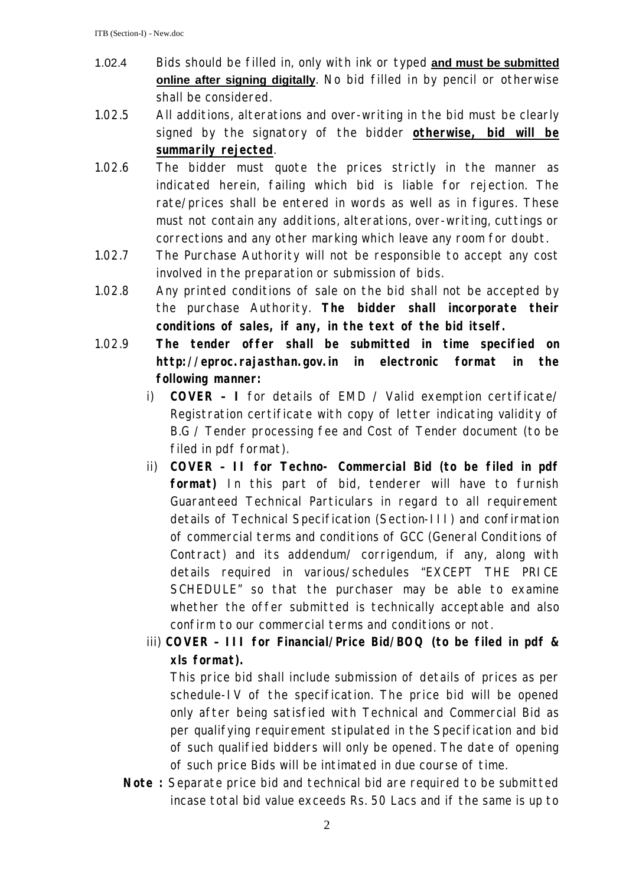1.02.4 Bids should be filled in, only with ink or typed **and must be submitted online after signing digitally**. No bid filled in by pencil or otherwise shall be considered.

1.02.5 All additions, alterations and over-writing in the bid must be clearly signed by the signatory of the bidder **otherwise, bid will be summarily rejected**.

1.02.6 The bidder must quote the prices strictly in the manner as indicated herein, failing which bid is liable for rejection. The rate/prices shall be entered in words as well as in figures. These must not contain any additions, alterations, over-writing, cuttings or corrections and any other marking which leave any room for doubt.

1.02.7 The Purchase Authority will not be responsible to accept any cost involved in the preparation or submission of bids.

1.02.8 Any printed conditions of sale on the bid shall not be accepted by the purchase Authority. **The bidder shall incorporate their conditions of sales, if any, in the text of the bid itself.**

1.02.9 **The tender offer shall be submitted in time specified on http://eproc.rajasthan.gov.in in electronic format in the following manner:**

i) **COVER – I** for details of EMD / Valid exemption certificate/ Registration certificate with copy of letter indicating validity of B.G / Tender processing fee and Cost of Tender document (to be filed in pdf format).

ii) **COVER – II for Techno- Commercial Bid (to be filed in pdf format)** In this part of bid, tenderer will have to furnish Guaranteed Technical Particulars in regard to all requirement details of Technical Specification (Section-III) and confirmation of commercial terms and conditions of GCC (General Conditions of Contract) and its addendum/ corrigendum, if any, along with details required in various/schedules "EXCEPT THE PRICE SCHEDULE" so that the purchaser may be able to examine whether the offer submitted is technically acceptable and also confirm to our commercial terms and conditions or not.

iii) **COVER – III for Financial/Price Bid/BOQ (to be filed in pdf & xls format).**

This price bid shall include submission of details of prices as per schedule-IV of the specification. The price bid will be opened only after being satisfied with Technical and Commercial Bid as per qualifying requirement stipulated in the Specification and bid of such qualified bidders will only be opened. The date of opening of such price Bids will be intimated in due course of time.

**Note :** Separate price bid and technical bid are required to be submitted incase total bid value exceeds Rs. 50 Lacs and if the same is up to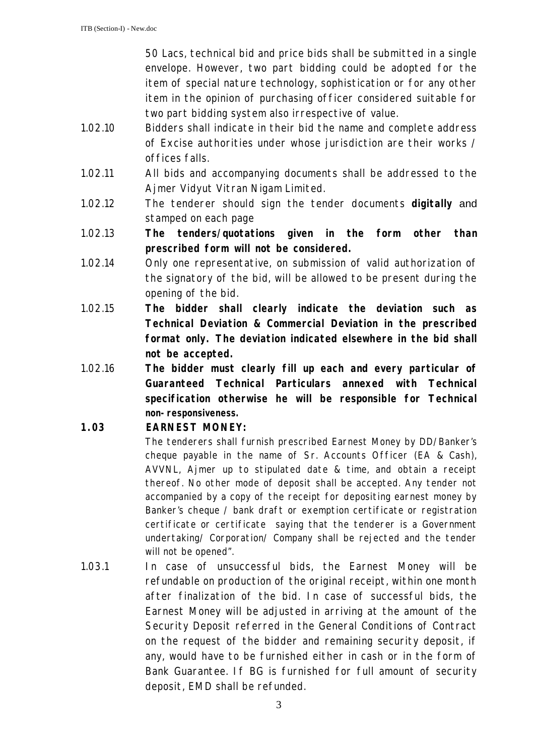50 Lacs, technical bid and price bids shall be submitted in a single envelope. However, two part bidding could be adopted for the item of special nature technology, sophistication or for any other item in the opinion of purchasing officer considered suitable for two part bidding system also irrespective of value.

1.02.10 Bidders shall indicate in their bid the name and complete address of Excise authorities under whose jurisdiction are their works / offices falls.

1.02.11 All bids and accompanying documents shall be addressed to the Ajmer Vidyut Vitran Nigam Limited.

1.02.12 The tenderer should sign the tender documents **digitally** and stamped on each page

1.02.13 **The tenders/quotations given in the form other than prescribed form will not be considered.**

1.02.14 Only one representative, on submission of valid authorization of the signatory of the bid, will be allowed to be present during the opening of the bid.

1.02.15 **The bidder shall clearly indicate the deviation such as Technical Deviation & Commercial Deviation in the prescribed format only. The deviation indicated elsewhere in the bid shall not be accepted.**

1.02.16 **The bidder must clearly fill up each and every particular of Guaranteed Technical Particulars annexed with Technical specification otherwise he will be responsible for Technical non-responsiveness.**

## 1.03 EARNEST MONEY:

The tenderers shall furnish prescribed Earnest Money by DD/Banker's cheque payable in the name of Sr. Accounts Officer (EA & Cash), AVVNL, Ajmer up to stipulated date & time, and obtain a receipt thereof. No other mode of deposit shall be accepted. Any tender not accompanied by a copy of the receipt for depositing earnest money by Banker's cheque / bank draft or exemption certificate or registration certificate or certificate saying that the tenderer is a Government undertaking/ Corporation/ Company shall be rejected and the tender will not be opened".

1.03.1 In case of unsuccessful bids, the Earnest Money will be refundable on production of the original receipt, within one month after finalization of the bid. In case of successful bids, the Earnest Money will be adjusted in arriving at the amount of the Security Deposit referred in the General Conditions of Contract on the request of the bidder and remaining security deposit, if any, would have to be furnished either in cash or in the form of Bank Guarantee. If BG is furnished for full amount of security deposit, EMD shall be refunded.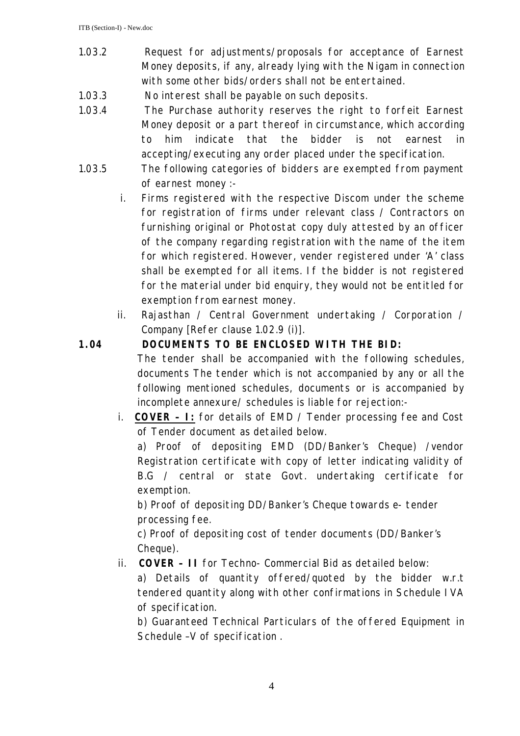1.03.2 Request for adjustments/proposals for acceptance of Earnest Money deposits, if any, already lying with the Nigam in connection with some other bids/orders shall not be entertained.

1.03.3 No interest shall be payable on such deposits.

1.03.4 The Purchase authority reserves the right to forfeit Earnest Money deposit or a part thereof in circumstance, which according to him indicate that the bidder is not earnest in accepting/executing any order placed under the specification.

1.03.5 The following categories of bidders are exempted from payment of earnest money :-

i. Firms registered with the respective Discom under the scheme for registration of firms under relevant class / Contractors on furnishing original or Photostat copy duly attested by an officer of the company regarding registration with the name of the item for which registered. However, vender registered under 'A' class shall be exempted for all items. If the bidder is not registered for the material under bid enquiry, they would not be entitled for exemption from earnest money.

ii. Rajasthan / Central Government undertaking / Corporation / Company [Refer clause 1.02.9 (i)].

**1.04 DOCUMENTS TO BE ENCLOSED WITH THE BID:**

The tender shall be accompanied with the following schedules, documents The tender which is not accompanied by any or all the following mentioned schedules, documents or is accompanied by incomplete annexure/ schedules is liable for rejection:-

i. **COVER – I:** for details of EMD / Tender processing fee and Cost of Tender document as detailed below.

a) Proof of depositing EMD (DD/Banker's Cheque) /vendor Registration certificate with copy of letter indicating validity of B.G / central or state Govt. undertaking certificate for exemption.

b) Proof of depositing DD/Banker's Cheque towards e- tender processing fee.

c) Proof of depositing cost of tender documents (DD/Banker's Cheque).

ii. **COVER – II** for Techno- Commercial Bid as detailed below:

a) Details of quantity offered/quoted by the bidder w.r.t tendered quantity along with other confirmations in Schedule IVA of specification.

b) Guaranteed Technical Particulars of the offered Equipment in Schedule –V of specification .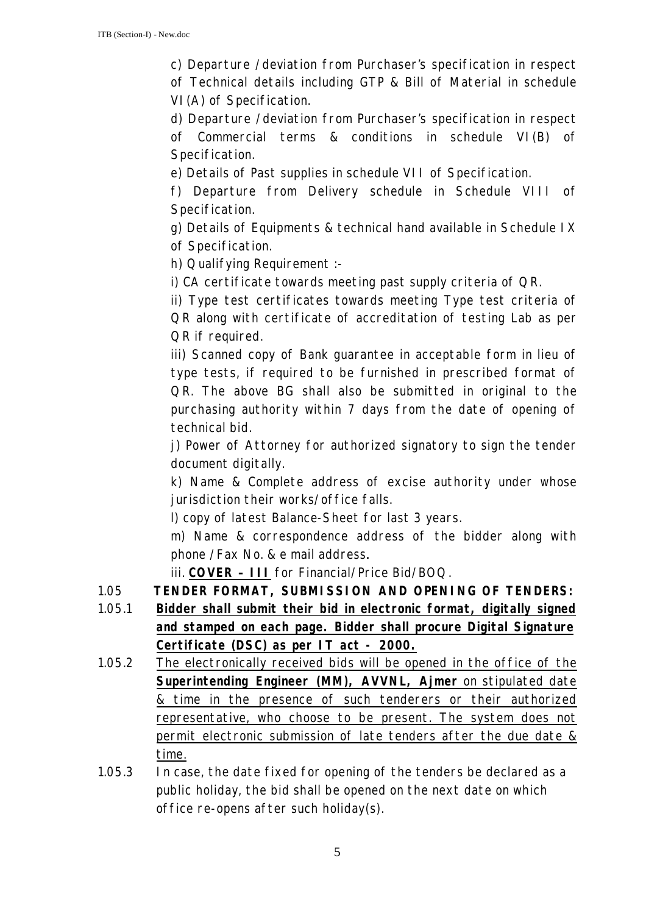c) Departure /deviation from Purchaser's specification in respect of Technical details including GTP & Bill of Material in schedule VI(A) of Specification.

d) Departure /deviation from Purchaser's specification in respect of Commercial terms & conditions in schedule VI(B) of Specification.

e) Details of Past supplies in schedule VII of Specification.

f) Departure from Delivery schedule in Schedule VIII of Specification.

g) Details of Equipments & technical hand available in Schedule IX of Specification.

h) Qualifying Requirement :-

i) CA certificate towards meeting past supply criteria of QR.

ii) Type test certificates towards meeting Type test criteria of QR along with certificate of accreditation of testing Lab as per QR if required.

iii) Scanned copy of Bank guarantee in acceptable form in lieu of type tests, if required to be furnished in prescribed format of QR. The above BG shall also be submitted in original to the purchasing authority within 7 days from the date of opening of technical bid.

j) Power of Attorney for authorized signatory to sign the tender document digitally.

k) Name & Complete address of excise authority under whose jurisdiction their works/office falls.

l) copy of latest Balance-Sheet for last 3 years.

m) Name & correspondence address of the bidder along with phone /Fax No. & e mail address.

iii. **COVER – III** for Financial/Price Bid/BOQ.

**1.05 TENDER FORMAT, SUBMISSION AND OPENING OF TENDERS:**

1.05.1 **Bidder shall submit their bid in electronic format, digitally signed and stamped on each page. Bidder shall procure Digital Signature Certificate (DSC) as per IT act - 2000.**

1.05.2 The electronically received bids will be opened in the office of the **Superintending Engineer (MM), AVVNL, Ajmer** on stipulated date & time in the presence of such tenderers or their authorized representative, who choose to be present. The system does not permit electronic submission of late tenders after the due date & time.

1.05.3 In case, the date fixed for opening of the tenders be declared as a public holiday, the bid shall be opened on the next date on which office re-opens after such holiday(s).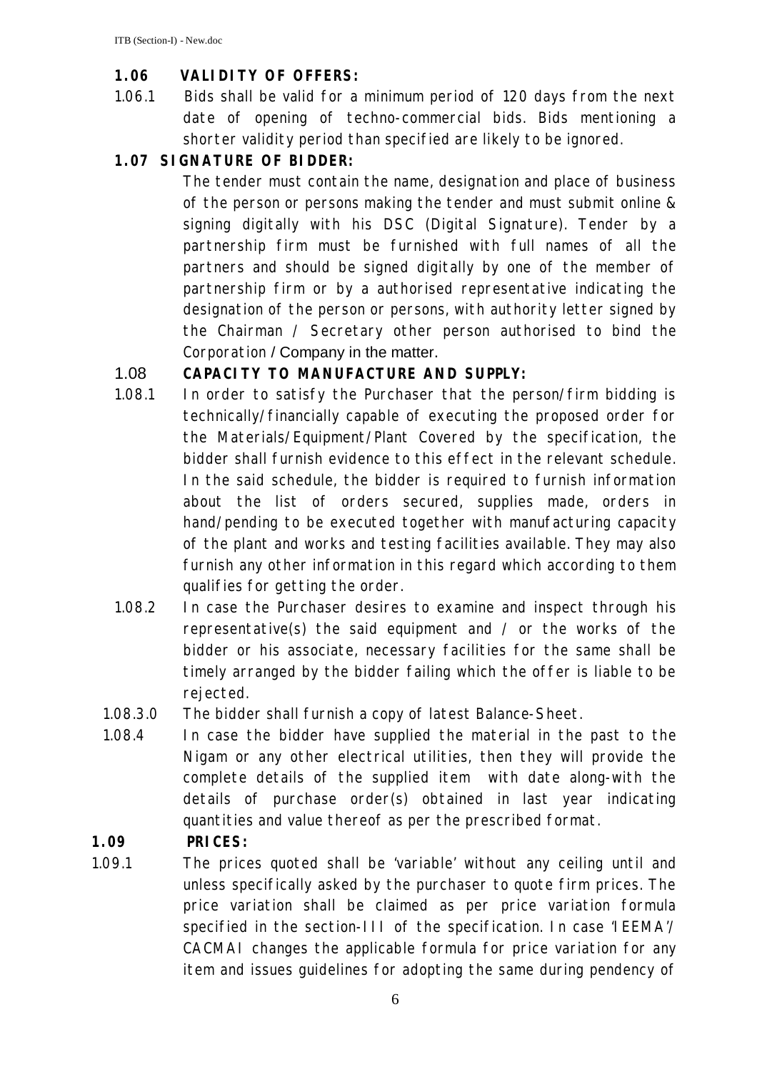**1.06 VALIDITY OF OFFERS:**

1.06.1 Bids shall be valid for a minimum period of 120 days from the next date of opening of techno-commercial bids. Bids mentioning a shorter validity period than specified are likely to be ignored.

**1.07 SIGNATURE OF BIDDER:**

The tender must contain the name, designation and place of business of the person or persons making the tender and must submit online & signing digitally with his DSC (Digital Signature). Tender by a partnership firm must be furnished with full names of all the partners and should be signed digitally by one of the member of partnership firm or by a authorised representative indicating the designation of the person or persons, with authority letter signed by the Chairman / Secretary other person authorised to bind the Corporation / Company in the matter.

1.08 **CAPACITY TO MANUFACTURE AND SUPPLY:**

1.08.1 In order to satisfy the Purchaser that the person/firm bidding is technically/financially capable of executing the proposed order for the Materials/Equipment/Plant Covered by the specification, the bidder shall furnish evidence to this effect in the relevant schedule. In the said schedule, the bidder is required to furnish information about the list of orders secured, supplies made, orders in hand/pending to be executed together with manufacturing capacity of the plant and works and testing facilities available. They may also furnish any other information in this regard which according to them qualifies for getting the order.

1.08.2 In case the Purchaser desires to examine and inspect through his representative(s) the said equipment and / or the works of the bidder or his associate, necessary facilities for the same shall be timely arranged by the bidder failing which the offer is liable to be rejected.

1.08.3.0 The bidder shall furnish a copy of latest Balance-Sheet.

1.08.4 In case the bidder have supplied the material in the past to the Nigam or any other electrical utilities, then they will provide the complete details of the supplied item with date along-with the details of purchase order(s) obtained in last year indicating quantities and value thereof as per the prescribed format.

**1.09 PRICES:**

1.09.1 The prices quoted shall be 'variable' without any ceiling until and unless specifically asked by the purchaser to quote firm prices. The price variation shall be claimed as per price variation formula specified in the section-III of the specification. In case 'IEEMA'/ CACMAI changes the applicable formula for price variation for any item and issues guidelines for adopting the same during pendency of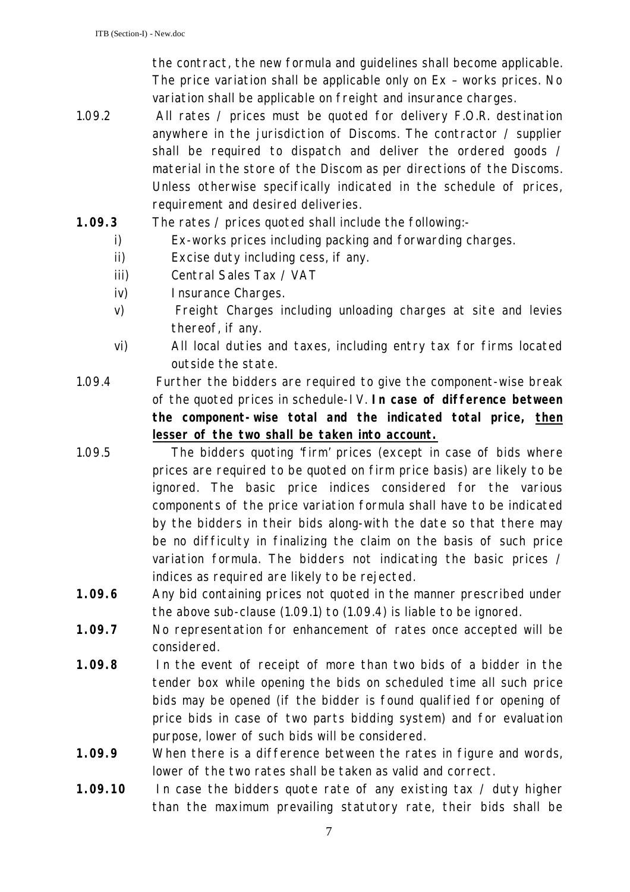the contract, the new formula and guidelines shall become applicable. The price variation shall be applicable only on Ex – works prices. No variation shall be applicable on freight and insurance charges.

1.09.2 All rates / prices must be quoted for delivery F.O.R. destination anywhere in the jurisdiction of Discoms. The contractor / supplier shall be required to dispatch and deliver the ordered goods / material in the store of the Discom as per directions of the Discoms. Unless otherwise specifically indicated in the schedule of prices, requirement and desired deliveries.

**1.09.3** The rates / prices quoted shall include the following:-

- i) Ex-works prices including packing and forwarding charges.
- ii) Excise duty including cess, if any.
- iii) Central Sales Tax / VAT
- iv) Insurance Charges.
- v) Freight Charges including unloading charges at site and levies thereof, if any.
- vi) All local duties and taxes, including entry tax for firms located outside the state.

1.09.4 Further the bidders are required to give the component-wise break of the quoted prices in schedule-IV. **In case of difference between the component-wise total and the indicated total price, <u>then lesser of the two shall be taken into account.</u>**

1.09.5 The bidders quoting 'firm' prices (except in case of bids where prices are required to be quoted on firm price basis) are likely to be ignored. The basic price indices considered for the various components of the price variation formula shall have to be indicated by the bidders in their bids along-with the date so that there may be no difficulty in finalizing the claim on the basis of such price variation formula. The bidders not indicating the basic prices / indices as required are likely to be rejected.

**1.09.6** Any bid containing prices not quoted in the manner prescribed under the above sub-clause (1.09.1) to (1.09.4) is liable to be ignored.

**1.09.7** No representation for enhancement of rates once accepted will be considered.

**1.09.8** In the event of receipt of more than two bids of a bidder in the tender box while opening the bids on scheduled time all such price bids may be opened (if the bidder is found qualified for opening of price bids in case of two parts bidding system) and for evaluation purpose, lower of such bids will be considered.

**1.09.9** When there is a difference between the rates in figure and words, lower of the two rates shall be taken as valid and correct.

**1.09.10** In case the bidders quote rate of any existing tax / duty higher than the maximum prevailing statutory rate, their bids shall be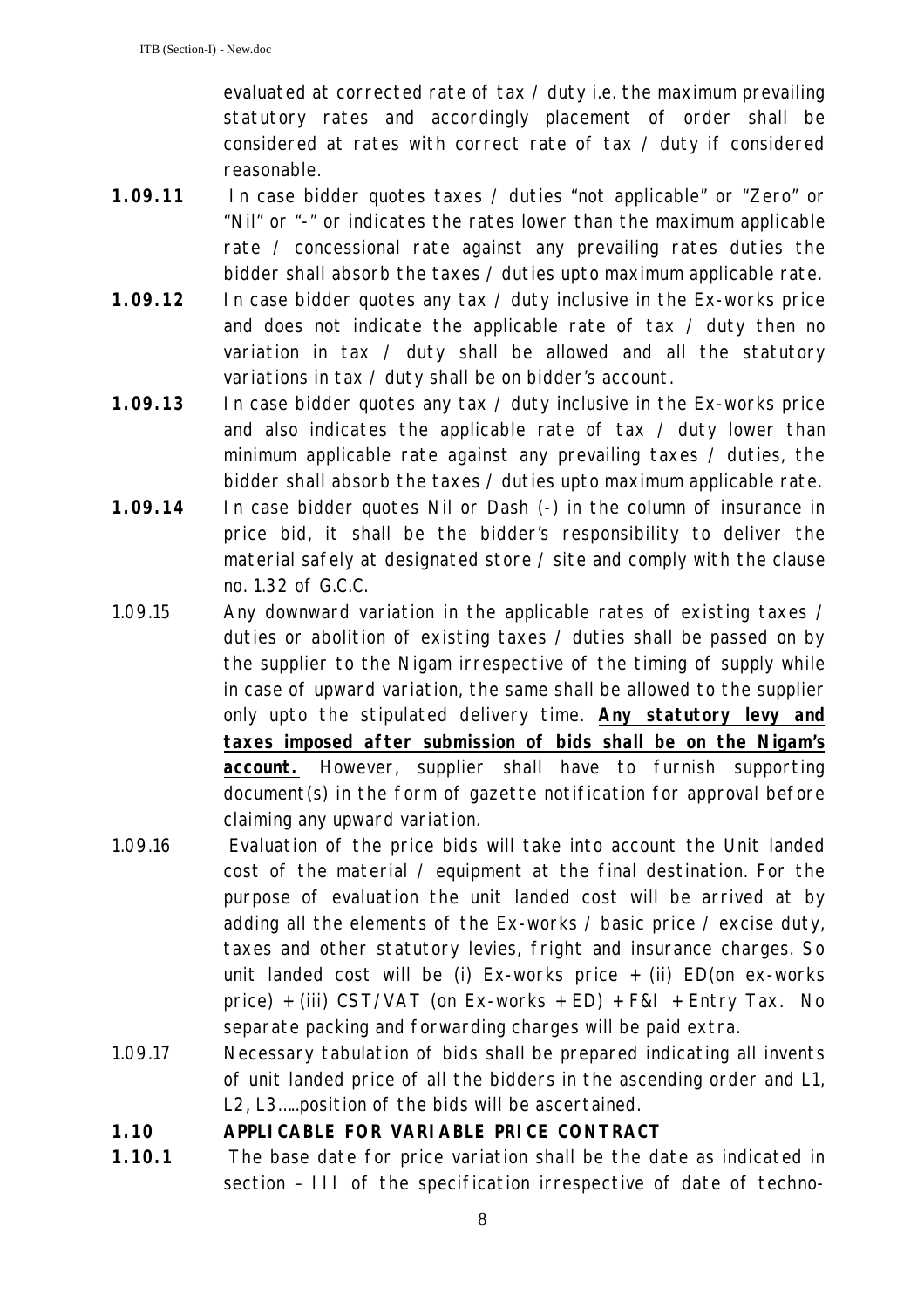evaluated at corrected rate of tax / duty i.e. the maximum prevailing statutory rates and accordingly placement of order shall be considered at rates with correct rate of tax / duty if considered reasonable.

**1.09.11** In case bidder quotes taxes / duties "not applicable" or "Zero" or "Nil" or "-" or indicates the rates lower than the maximum applicable rate / concessional rate against any prevailing rates duties the bidder shall absorb the taxes / duties upto maximum applicable rate.

**1.09.12** In case bidder quotes any tax / duty inclusive in the Ex-works price and does not indicate the applicable rate of tax / duty then no variation in tax / duty shall be allowed and all the statutory variations in tax / duty shall be on bidder's account.

**1.09.13** In case bidder quotes any tax / duty inclusive in the Ex-works price and also indicates the applicable rate of tax / duty lower than minimum applicable rate against any prevailing taxes / duties, the bidder shall absorb the taxes / duties upto maximum applicable rate.

**1.09.14** In case bidder quotes Nil or Dash (-) in the column of insurance in price bid, it shall be the bidder's responsibility to deliver the material safely at designated store / site and comply with the clause no. 1.32 of G.C.C.

1.09.15 Any downward variation in the applicable rates of existing taxes / duties or abolition of existing taxes / duties shall be passed on by the supplier to the Nigam irrespective of the timing of supply while in case of upward variation, the same shall be allowed to the supplier only upto the stipulated delivery time. **Any statutory levy and taxes imposed after submission of bids shall be on the Nigam's account.** However, supplier shall have to furnish supporting document(s) in the form of gazette notification for approval before claiming any upward variation.

1.09.16 Evaluation of the price bids will take into account the Unit landed cost of the material / equipment at the final destination. For the purpose of evaluation the unit landed cost will be arrived at by adding all the elements of the Ex-works / basic price / excise duty, taxes and other statutory levies, fright and insurance charges. So unit landed cost will be (i) Ex-works price + (ii) ED(on ex-works price) + (iii) CST/VAT (on Ex-works + ED) + F&I + Entry Tax. No separate packing and forwarding charges will be paid extra.

1.09.17 Necessary tabulation of bids shall be prepared indicating all invents of unit landed price of all the bidders in the ascending order and L1, L2, L3…..position of the bids will be ascertained.

## 1.10 APPLICABLE FOR VARIABLE PRICE CONTRACT

**1.10.1** The base date for price variation shall be the date as indicated in section – III of the specification irrespective of date of techno-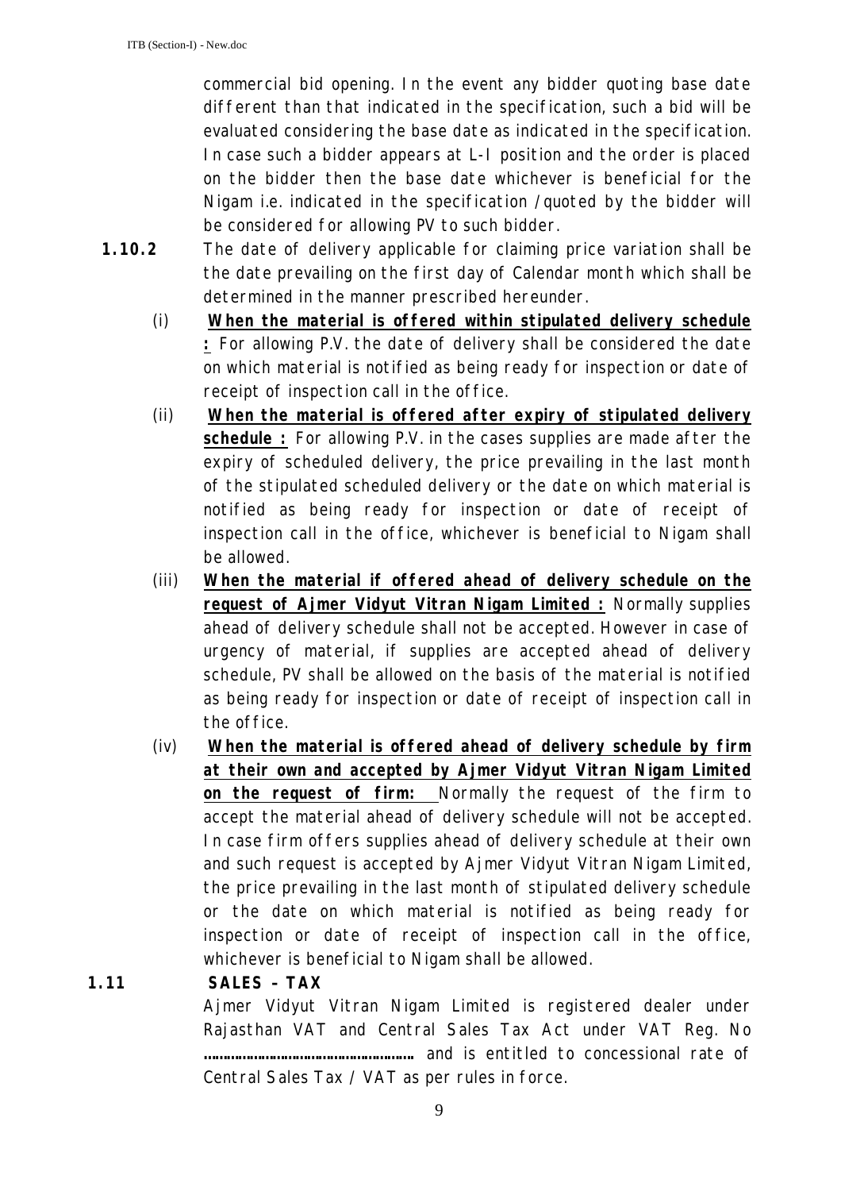commercial bid opening. In the event any bidder quoting base date different than that indicated in the specification, such a bid will be evaluated considering the base date as indicated in the specification. In case such a bidder appears at L-I position and the order is placed on the bidder then the base date whichever is beneficial for the Nigam i.e. indicated in the specification /quoted by the bidder will be considered for allowing PV to such bidder.

**1.10.2** The date of delivery applicable for claiming price variation shall be the date prevailing on the first day of Calendar month which shall be determined in the manner prescribed hereunder.

(i) **<u>When the material is offered within stipulated delivery schedule :</u>** For allowing P.V. the date of delivery shall be considered the date on which material is notified as being ready for inspection or date of receipt of inspection call in the office.

(ii) **<u>When the material is offered after expiry of stipulated delivery schedule :</u>** For allowing P.V. in the cases supplies are made after the expiry of scheduled delivery, the price prevailing in the last month of the stipulated scheduled delivery or the date on which material is notified as being ready for inspection or date of receipt of inspection call in the office, whichever is beneficial to Nigam shall be allowed.

(iii) **<u>When the material if offered ahead of delivery schedule on the request of Ajmer Vidyut Vitran Nigam Limited :</u>** Normally supplies ahead of delivery schedule shall not be accepted. However in case of urgency of material, if supplies are accepted ahead of delivery schedule, PV shall be allowed on the basis of the material is notified as being ready for inspection or date of receipt of inspection call in the office.

(iv) **<u>When the material is offered ahead of delivery schedule by firm at their own and accepted by Ajmer Vidyut Vitran Nigam Limited on the request of firm:</u>** Normally the request of the firm to accept the material ahead of delivery schedule will not be accepted. In case firm offers supplies ahead of delivery schedule at their own and such request is accepted by Ajmer Vidyut Vitran Nigam Limited, the price prevailing in the last month of stipulated delivery schedule or the date on which material is notified as being ready for inspection or date of receipt of inspection call in the office, whichever is beneficial to Nigam shall be allowed.

**1.11 SALES – TAX**

Ajmer Vidyut Vitran Nigam Limited is registered dealer under Rajasthan VAT and Central Sales Tax Act under VAT Reg. No ……………………………………………… and is entitled to concessional rate of Central Sales Tax / VAT as per rules in force.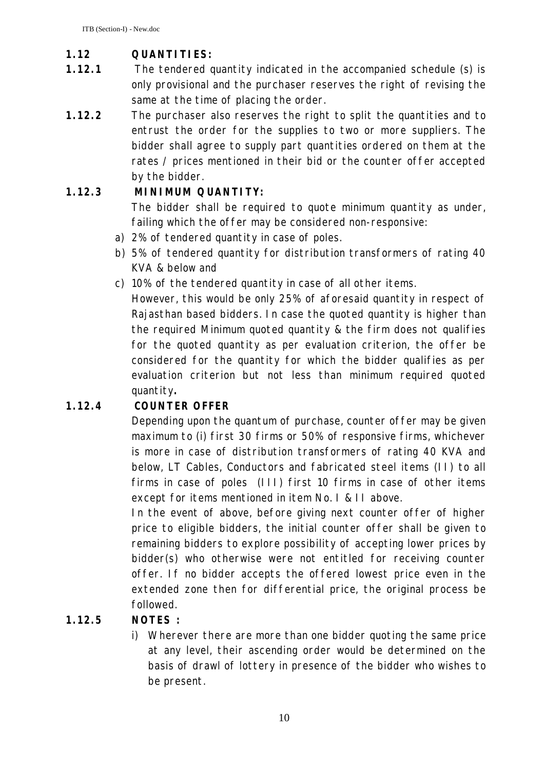**1.12 QUANTITIES:**

**1.12.1** The tendered quantity indicated in the accompanied schedule (s) is only provisional and the purchaser reserves the right of revising the same at the time of placing the order.

**1.12.2** The purchaser also reserves the right to split the quantities and to entrust the order for the supplies to two or more suppliers. The bidder shall agree to supply part quantities ordered on them at the rates / prices mentioned in their bid or the counter offer accepted by the bidder.

**1.12.3 MINIMUM QUANTITY:**

The bidder shall be required to quote minimum quantity as under, failing which the offer may be considered non-responsive:

a) 2% of tendered quantity in case of poles.
b) 5% of tendered quantity for distribution transformers of rating 40 KVA & below and
c) 10% of the tendered quantity in case of all other items.

However, this would be only 25% of aforesaid quantity in respect of Rajasthan based bidders. In case the quoted quantity is higher than the required Minimum quoted quantity & the firm does not qualifies for the quoted quantity as per evaluation criterion, the offer be considered for the quantity for which the bidder qualifies as per evaluation criterion but not less than minimum required quoted quantity**.**

**1.12.4 COUNTER OFFER**

Depending upon the quantum of purchase, counter offer may be given maximum to (i) first 30 firms or 50% of responsive firms, whichever is more in case of distribution transformers of rating 40 KVA and below, LT Cables, Conductors and fabricated steel items (II) to all firms in case of poles (III) first 10 firms in case of other items except for items mentioned in item No. I & II above.

In the event of above, before giving next counter offer of higher price to eligible bidders, the initial counter offer shall be given to remaining bidders to explore possibility of accepting lower prices by bidder(s) who otherwise were not entitled for receiving counter offer. If no bidder accepts the offered lowest price even in the extended zone then for differential price, the original process be followed.

**1.12.5 NOTES :**

i) Wherever there are more than one bidder quoting the same price at any level, their ascending order would be determined on the basis of drawl of lottery in presence of the bidder who wishes to be present.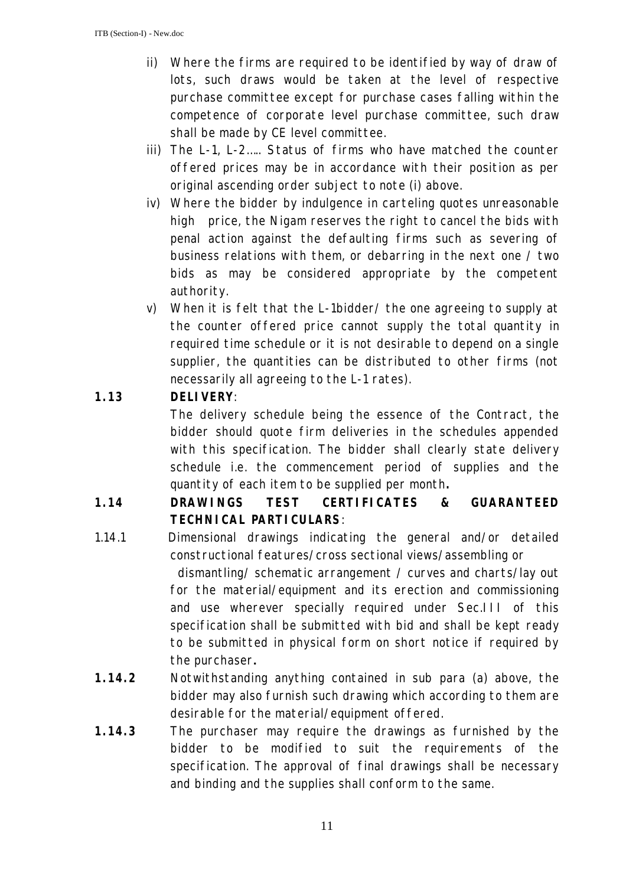ii) Where the firms are required to be identified by way of draw of lots, such draws would be taken at the level of respective purchase committee except for purchase cases falling within the competence of corporate level purchase committee, such draw shall be made by CE level committee.

iii) The L-1, L-2….. Status of firms who have matched the counter offered prices may be in accordance with their position as per original ascending order subject to note (i) above.

iv) Where the bidder by indulgence in carteling quotes unreasonable high price, the Nigam reserves the right to cancel the bids with penal action against the defaulting firms such as severing of business relations with them, or debarring in the next one / two bids as may be considered appropriate by the competent authority.

v) When it is felt that the L-1bidder/ the one agreeing to supply at the counter offered price cannot supply the total quantity in required time schedule or it is not desirable to depend on a single supplier, the quantities can be distributed to other firms (not necessarily all agreeing to the L-1 rates).

**1.13 DELIVERY**:

The delivery schedule being the essence of the Contract, the bidder should quote firm deliveries in the schedules appended with this specification. The bidder shall clearly state delivery schedule i.e. the commencement period of supplies and the quantity of each item to be supplied per month**.**

**1.14 DRAWINGS TEST CERTIFICATES & GUARANTEED TECHNICAL PARTICULARS**:

1.14.1 Dimensional drawings indicating the general and/or detailed constructional features/cross sectional views/assembling or dismantling/ schematic arrangement / curves and charts/lay out for the material/equipment and its erection and commissioning and use wherever specially required under Sec.III of this specification shall be submitted with bid and shall be kept ready to be submitted in physical form on short notice if required by the purchaser**.**

**1.14.2** Notwithstanding anything contained in sub para (a) above, the bidder may also furnish such drawing which according to them are desirable for the material/equipment offered.

**1.14.3** The purchaser may require the drawings as furnished by the bidder to be modified to suit the requirements of the specification. The approval of final drawings shall be necessary and binding and the supplies shall conform to the same.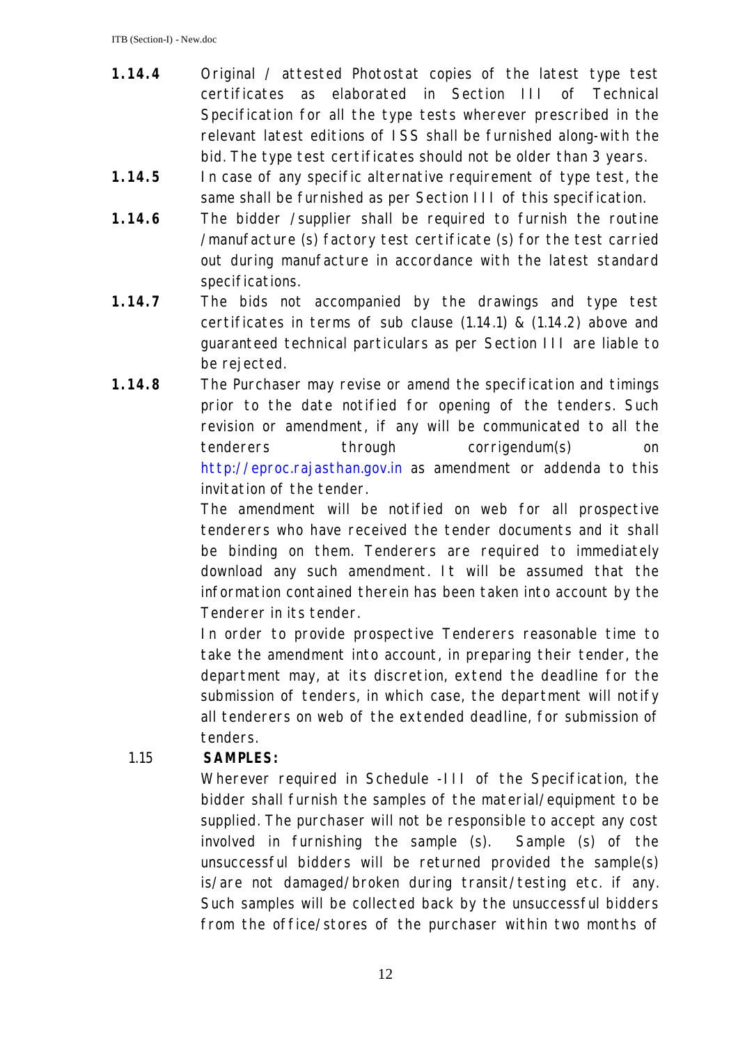**1.14.4** Original / attested Photostat copies of the latest type test certificates as elaborated in Section III of Technical Specification for all the type tests wherever prescribed in the relevant latest editions of ISS shall be furnished along-with the bid. The type test certificates should not be older than 3 years.

**1.14.5** In case of any specific alternative requirement of type test, the same shall be furnished as per Section III of this specification.

**1.14.6** The bidder /supplier shall be required to furnish the routine /manufacture (s) factory test certificate (s) for the test carried out during manufacture in accordance with the latest standard specifications.

**1.14.7** The bids not accompanied by the drawings and type test certificates in terms of sub clause (1.14.1) & (1.14.2) above and guaranteed technical particulars as per Section III are liable to be rejected.

**1.14.8** The Purchaser may revise or amend the specification and timings prior to the date notified for opening of the tenders. Such revision or amendment, if any will be communicated to all the tenderers through corrigendum(s) on http://eproc.rajasthan.gov.in as amendment or addenda to this invitation of the tender.

The amendment will be notified on web for all prospective tenderers who have received the tender documents and it shall be binding on them. Tenderers are required to immediately download any such amendment. It will be assumed that the information contained therein has been taken into account by the Tenderer in its tender.

In order to provide prospective Tenderers reasonable time to take the amendment into account, in preparing their tender, the department may, at its discretion, extend the deadline for the submission of tenders, in which case, the department will notify all tenderers on web of the extended deadline, for submission of tenders.

1.15 **SAMPLES:**

Wherever required in Schedule -III of the Specification, the bidder shall furnish the samples of the material/equipment to be supplied. The purchaser will not be responsible to accept any cost involved in furnishing the sample (s). Sample (s) of the unsuccessful bidders will be returned provided the sample(s) is/are not damaged/broken during transit/testing etc. if any. Such samples will be collected back by the unsuccessful bidders from the office/stores of the purchaser within two months of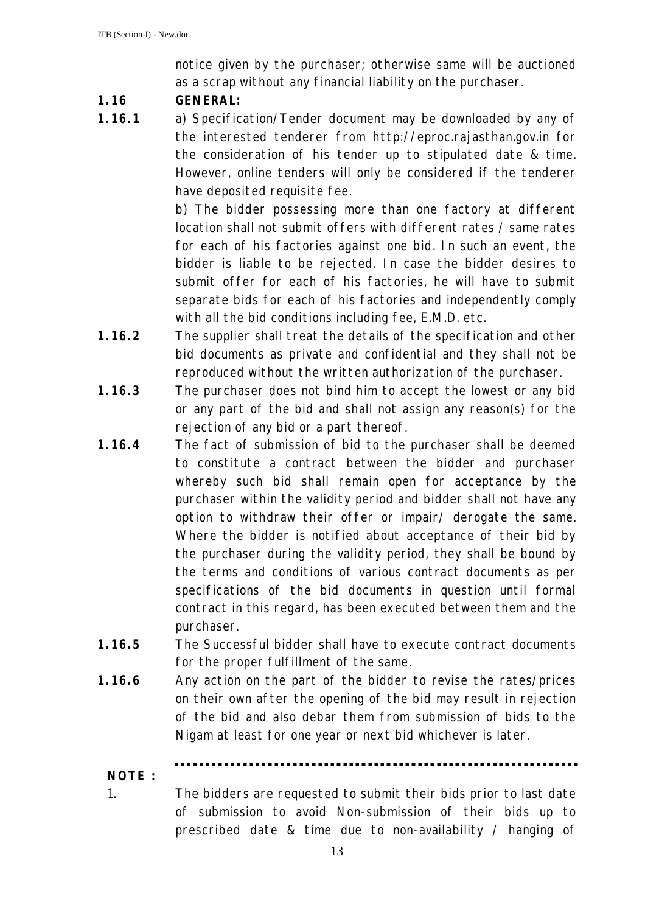notice given by the purchaser; otherwise same will be auctioned as a scrap without any financial liability on the purchaser.

**1.16 GENERAL:**

**1.16.1** a) Specification/Tender document may be downloaded by any of the interested tenderer from http://eproc.rajasthan.gov.in for the consideration of his tender up to stipulated date & time. However, online tenders will only be considered if the tenderer have deposited requisite fee.

b) The bidder possessing more than one factory at different location shall not submit offers with different rates / same rates for each of his factories against one bid. In such an event, the bidder is liable to be rejected. In case the bidder desires to submit offer for each of his factories, he will have to submit separate bids for each of his factories and independently comply with all the bid conditions including fee, E.M.D. etc.

**1.16.2** The supplier shall treat the details of the specification and other bid documents as private and confidential and they shall not be reproduced without the written authorization of the purchaser.

**1.16.3** The purchaser does not bind him to accept the lowest or any bid or any part of the bid and shall not assign any reason(s) for the rejection of any bid or a part thereof.

**1.16.4** The fact of submission of bid to the purchaser shall be deemed to constitute a contract between the bidder and purchaser whereby such bid shall remain open for acceptance by the purchaser within the validity period and bidder shall not have any option to withdraw their offer or impair/ derogate the same. Where the bidder is notified about acceptance of their bid by the purchaser during the validity period, they shall be bound by the terms and conditions of various contract documents as per specifications of the bid documents in question until formal contract in this regard, has been executed between them and the purchaser.

**1.16.5** The Successful bidder shall have to execute contract documents for the proper fulfillment of the same.

**1.16.6** Any action on the part of the bidder to revise the rates/prices on their own after the opening of the bid may result in rejection of the bid and also debar them from submission of bids to the Nigam at least for one year or next bid whichever is later.

---

**NOTE :**

1. The bidders are requested to submit their bids prior to last date of submission to avoid Non-submission of their bids up to prescribed date & time due to non-availability / hanging of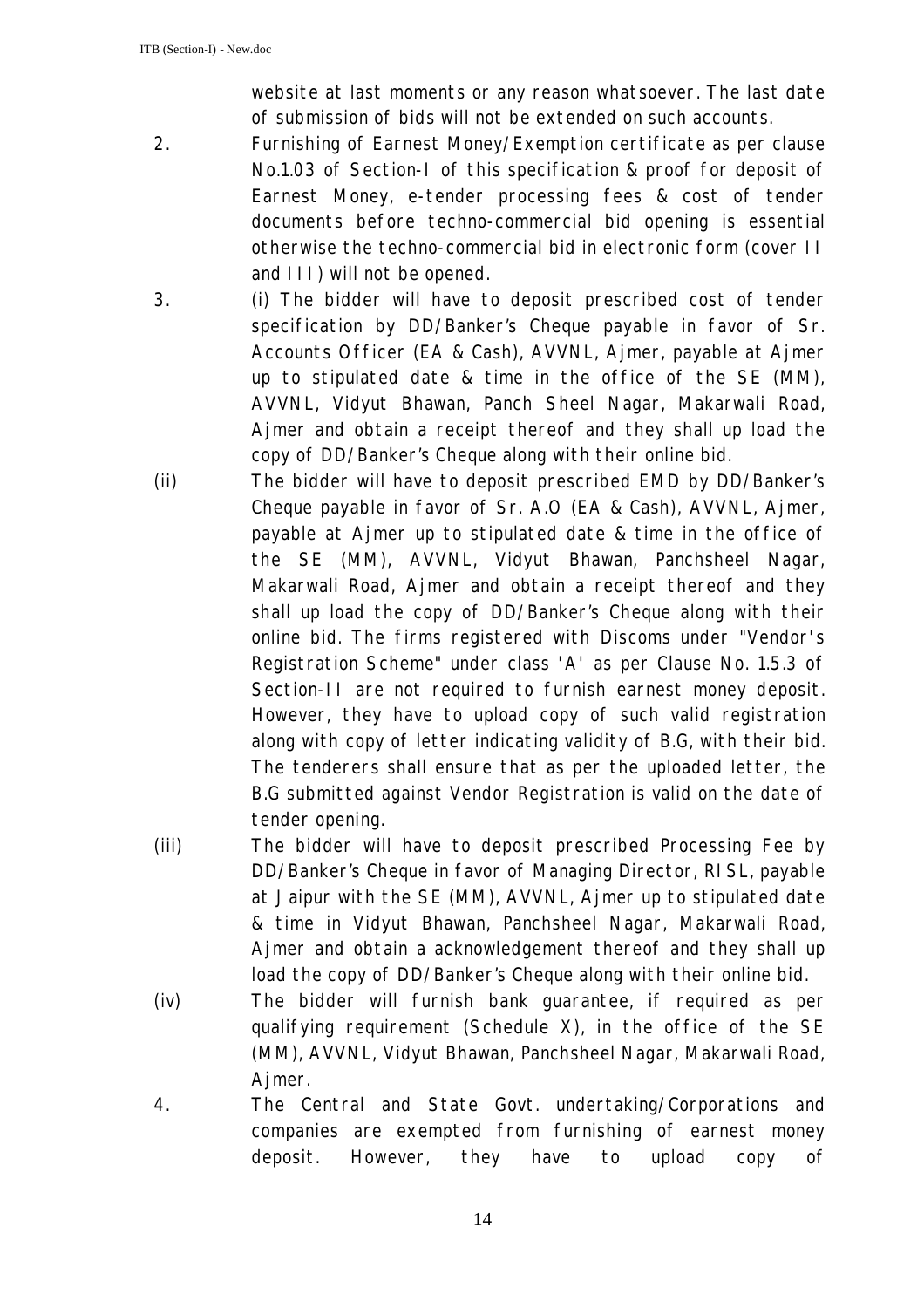website at last moments or any reason whatsoever. The last date of submission of bids will not be extended on such accounts.

2. Furnishing of Earnest Money/Exemption certificate as per clause No.1.03 of Section-I of this specification & proof for deposit of Earnest Money, e-tender processing fees & cost of tender documents before techno-commercial bid opening is essential otherwise the techno-commercial bid in electronic form (cover II and III) will not be opened.

3. (i) The bidder will have to deposit prescribed cost of tender specification by DD/Banker's Cheque payable in favor of Sr. Accounts Officer (EA & Cash), AVVNL, Ajmer, payable at Ajmer up to stipulated date & time in the office of the SE (MM), AVVNL, Vidyut Bhawan, Panch Sheel Nagar, Makarwali Road, Ajmer and obtain a receipt thereof and they shall up load the copy of DD/Banker's Cheque along with their online bid.

(ii) The bidder will have to deposit prescribed EMD by DD/Banker's Cheque payable in favor of Sr. A.O (EA & Cash), AVVNL, Ajmer, payable at Ajmer up to stipulated date & time in the office of the SE (MM), AVVNL, Vidyut Bhawan, Panchsheel Nagar, Makarwali Road, Ajmer and obtain a receipt thereof and they shall up load the copy of DD/Banker's Cheque along with their online bid. The firms registered with Discoms under "Vendor's Registration Scheme" under class 'A' as per Clause No. 1.5.3 of Section-II are not required to furnish earnest money deposit. However, they have to upload copy of such valid registration along with copy of letter indicating validity of B.G, with their bid. The tenderers shall ensure that as per the uploaded letter, the B.G submitted against Vendor Registration is valid on the date of tender opening.

(iii) The bidder will have to deposit prescribed Processing Fee by DD/Banker's Cheque in favor of Managing Director, RISL, payable at Jaipur with the SE (MM), AVVNL, Ajmer up to stipulated date & time in Vidyut Bhawan, Panchsheel Nagar, Makarwali Road, Ajmer and obtain a acknowledgement thereof and they shall up load the copy of DD/Banker's Cheque along with their online bid.

(iv) The bidder will furnish bank guarantee, if required as per qualifying requirement (Schedule X), in the office of the SE (MM), AVVNL, Vidyut Bhawan, Panchsheel Nagar, Makarwali Road, Ajmer.

4. The Central and State Govt. undertaking/Corporations and companies are exempted from furnishing of earnest money deposit. However, they have to upload copy of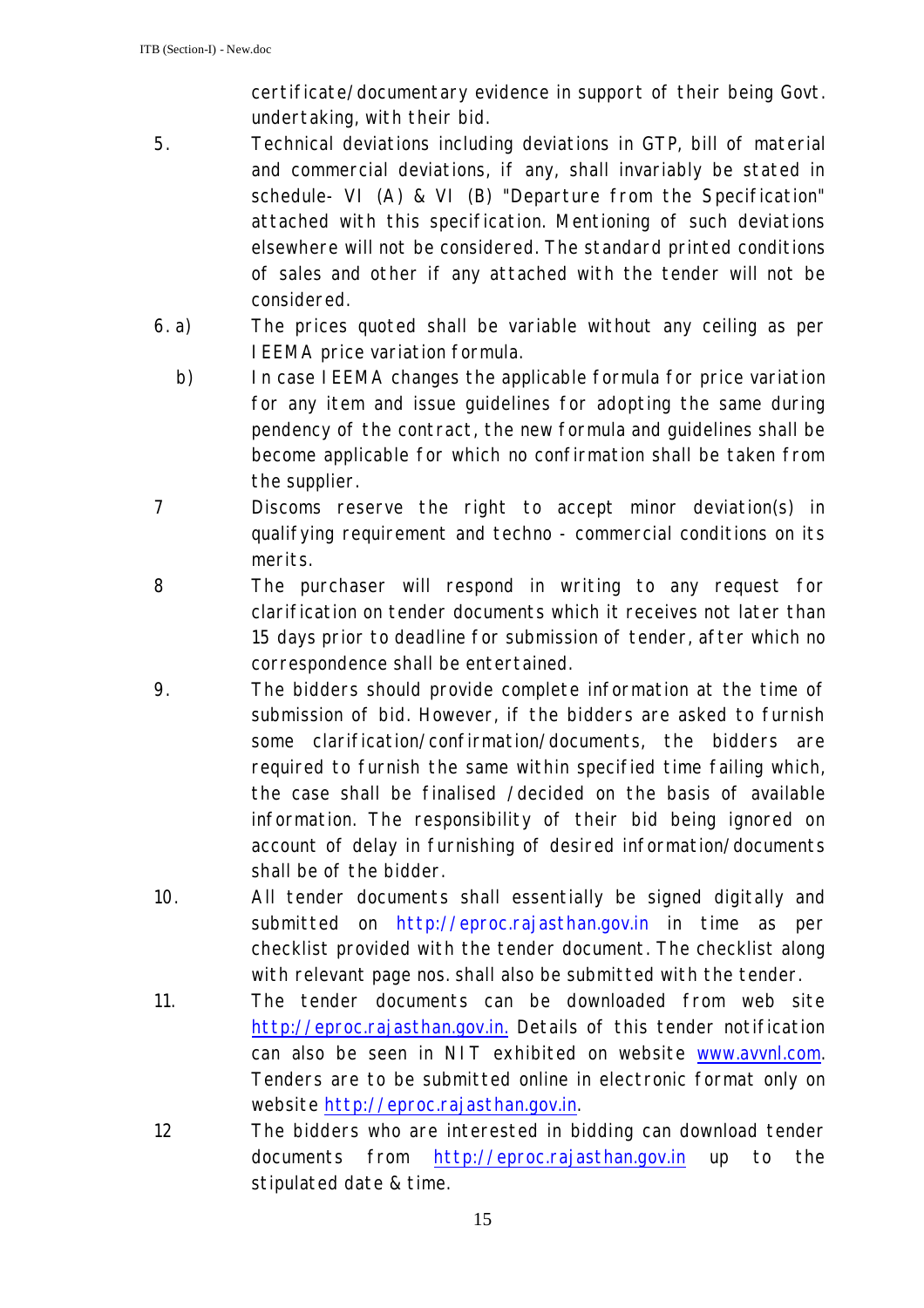certificate/documentary evidence in support of their being Govt. undertaking, with their bid.

5. Technical deviations including deviations in GTP, bill of material and commercial deviations, if any, shall invariably be stated in schedule- VI (A) & VI (B) "Departure from the Specification" attached with this specification. Mentioning of such deviations elsewhere will not be considered. The standard printed conditions of sales and other if any attached with the tender will not be considered.

6. a) The prices quoted shall be variable without any ceiling as per IEEMA price variation formula.

   b) In case IEEMA changes the applicable formula for price variation for any item and issue guidelines for adopting the same during pendency of the contract, the new formula and guidelines shall be become applicable for which no confirmation shall be taken from the supplier.

7 Discoms reserve the right to accept minor deviation(s) in qualifying requirement and techno - commercial conditions on its merits.

8 The purchaser will respond in writing to any request for clarification on tender documents which it receives not later than 15 days prior to deadline for submission of tender, after which no correspondence shall be entertained.

9. The bidders should provide complete information at the time of submission of bid. However, if the bidders are asked to furnish some clarification/confirmation/documents, the bidders are required to furnish the same within specified time failing which, the case shall be finalised /decided on the basis of available information. The responsibility of their bid being ignored on account of delay in furnishing of desired information/documents shall be of the bidder.

10. All tender documents shall essentially be signed digitally and submitted on http://eproc.rajasthan.gov.in in time as per checklist provided with the tender document. The checklist along with relevant page nos. shall also be submitted with the tender.

11. The tender documents can be downloaded from web site http://eproc.rajasthan.gov.in. Details of this tender notification can also be seen in NIT exhibited on website www.avvnl.com. Tenders are to be submitted online in electronic format only on website http://eproc.rajasthan.gov.in.

12 The bidders who are interested in bidding can download tender documents from http://eproc.rajasthan.gov.in up to the stipulated date & time.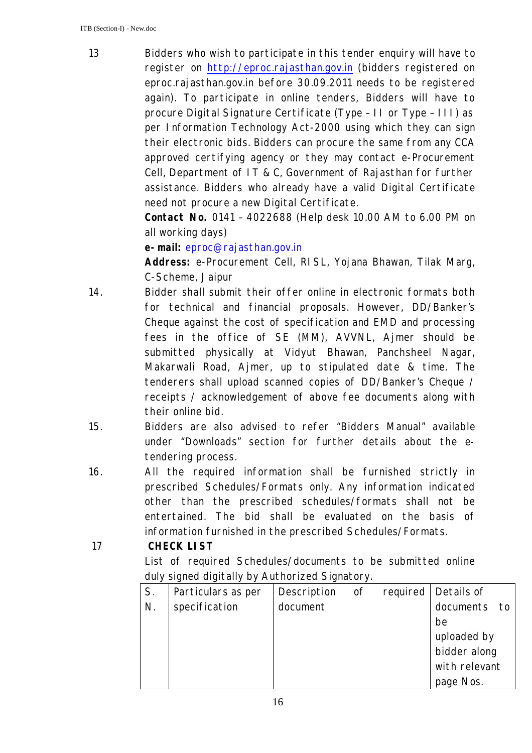13 Bidders who wish to participate in this tender enquiry will have to register on http://eproc.rajasthan.gov.in (bidders registered on eproc.rajasthan.gov.in before 30.09.2011 needs to be registered again). To participate in online tenders, Bidders will have to procure Digital Signature Certificate (Type – II or Type – III) as per Information Technology Act-2000 using which they can sign their electronic bids. Bidders can procure the same from any CCA approved certifying agency or they may contact e-Procurement Cell, Department of IT & C, Government of Rajasthan for further assistance. Bidders who already have a valid Digital Certificate need not procure a new Digital Certificate.

**Contact No.** 0141 – 4022688 (Help desk 10.00 AM to 6.00 PM on all working days)

**e-mail:** eproc@rajasthan.gov.in

**Address:** e-Procurement Cell, RISL, Yojana Bhawan, Tilak Marg, C-Scheme, Jaipur

14. Bidder shall submit their offer online in electronic formats both for technical and financial proposals. However, DD/Banker's Cheque against the cost of specification and EMD and processing fees in the office of SE (MM), AVVNL, Ajmer should be submitted physically at Vidyut Bhawan, Panchsheel Nagar, Makarwali Road, Ajmer, up to stipulated date & time. The tenderers shall upload scanned copies of DD/Banker's Cheque / receipts / acknowledgement of above fee documents along with their online bid.

15. Bidders are also advised to refer "Bidders Manual" available under "Downloads" section for further details about the e-tendering process.

16. All the required information shall be furnished strictly in prescribed Schedules/Formats only. Any information indicated other than the prescribed schedules/formats shall not be entertained. The bid shall be evaluated on the basis of information furnished in the prescribed Schedules/Formats.

17 **CHECK LIST**

List of required Schedules/documents to be submitted online duly signed digitally by Authorized Signatory.

| S. N. | Particulars as per specification | Description of required document | Details of documents to be uploaded by bidder along with relevant page Nos. |
|---|---|---|---|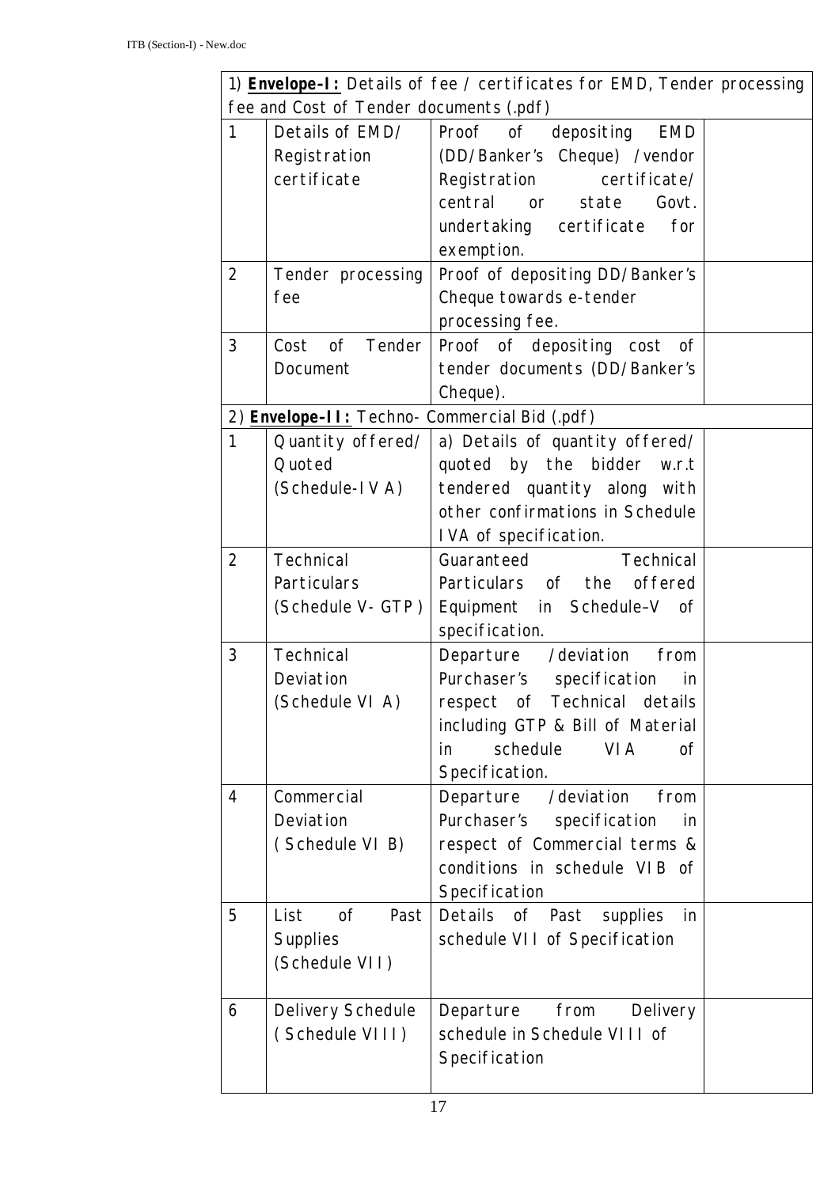| 1) **Envelope-I:** Details of fee / certificates for EMD, Tender processing fee and Cost of Tender documents (.pdf) | | | |
|---|---|---|---|
| 1 | Details of EMD/ Registration certificate | Proof of depositing EMD (DD/Banker's Cheque) /vendor Registration certificate/ central or state Govt. undertaking certificate for exemption. | |
| 2 | Tender processing fee | Proof of depositing DD/Banker's Cheque towards e-tender processing fee. | |
| 3 | Cost of Tender Document | Proof of depositing cost of tender documents (DD/Banker's Cheque). | |
| 2) **Envelope-II:** Techno- Commercial Bid (.pdf) | | | |
| 1 | Quantity offered/ Quoted (Schedule-IV A) | a) Details of quantity offered/ quoted by the bidder w.r.t tendered quantity along with other confirmations in Schedule IVA of specification. | |
| 2 | Technical Particulars (Schedule V- GTP) | Guaranteed Technical Particulars of the offered Equipment in Schedule–V of specification. | |
| 3 | Technical Deviation (Schedule VI A) | Departure /deviation from Purchaser's specification in respect of Technical details including GTP & Bill of Material in schedule VIA of Specification. | |
| 4 | Commercial Deviation ( Schedule VI B) | Departure /deviation from Purchaser's specification in respect of Commercial terms & conditions in schedule VIB of Specification | |
| 5 | List of Past Supplies (Schedule VII) | Details of Past supplies in schedule VII of Specification | |
| 6 | Delivery Schedule ( Schedule VIII) | Departure from Delivery schedule in Schedule VIII of Specification | |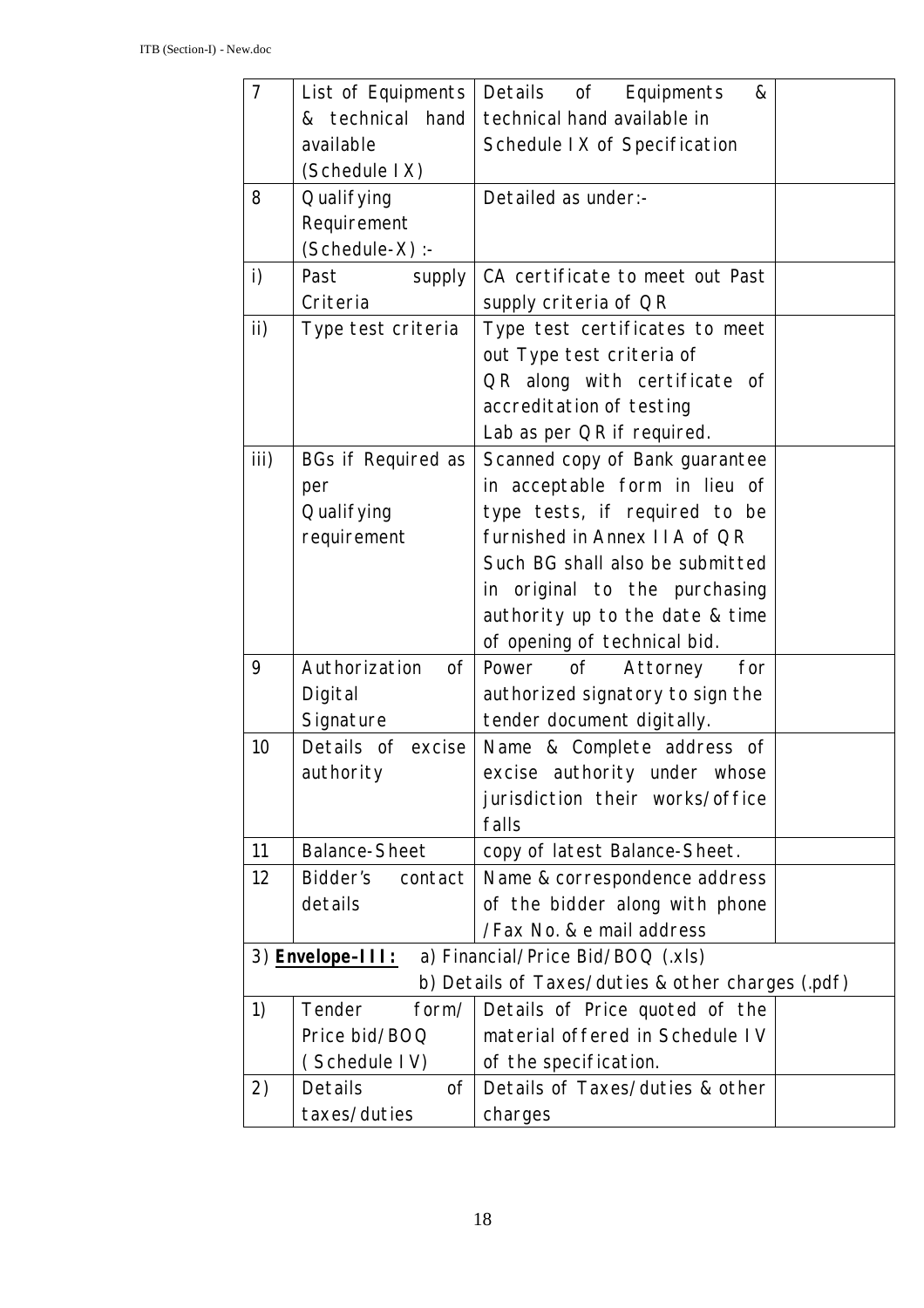| 7 | List of Equipments & technical hand available (Schedule IX) | Details of Equipments & technical hand available in Schedule IX of Specification | |
|---|---|---|---|
| 8 | Qualifying Requirement (Schedule-X) :- | Detailed as under:- | |
| i) | Past supply Criteria | CA certificate to meet out Past supply criteria of QR | |
| ii) | Type test criteria | Type test certificates to meet out Type test criteria of QR along with certificate of accreditation of testing Lab as per QR if required. | |
| iii) | BGs if Required as per Qualifying requirement | Scanned copy of Bank guarantee in acceptable form in lieu of type tests, if required to be furnished in Annex IIA of QR Such BG shall also be submitted in original to the purchasing authority up to the date & time of opening of technical bid. | |
| 9 | Authorization of Digital Signature | Power of Attorney for authorized signatory to sign the tender document digitally. | |
| 10 | Details of excise authority | Name & Complete address of excise authority under whose jurisdiction their works/office falls | |
| 11 | Balance-Sheet | copy of latest Balance-Sheet. | |
| 12 | Bidder's contact details | Name & correspondence address of the bidder along with phone /Fax No. & e mail address | |
| 3) **<u>Envelope-III:</u>** a) Financial/Price Bid/BOQ (.xls) b) Details of Taxes/duties & other charges (.pdf) | | | |
| 1) | Tender form/ Price bid/BOQ ( Schedule IV) | Details of Price quoted of the material offered in Schedule IV of the specification. | |
| 2) | Details of taxes/duties | Details of Taxes/duties & other charges | |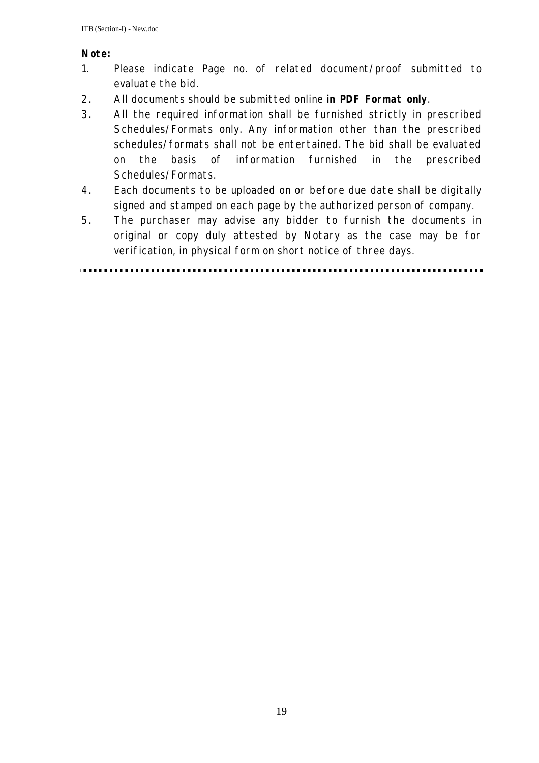**Note:**

1. Please indicate Page no. of related document/proof submitted to evaluate the bid.
2. All documents should be submitted online **in PDF Format only**.
3. All the required information shall be furnished strictly in prescribed Schedules/Formats only. Any information other than the prescribed schedules/formats shall not be entertained. The bid shall be evaluated on the basis of information furnished in the prescribed Schedules/Formats.
4. Each documents to be uploaded on or before due date shall be digitally signed and stamped on each page by the authorized person of company.
5. The purchaser may advise any bidder to furnish the documents in original or copy duly attested by Notary as the case may be for verification, in physical form on short notice of three days.